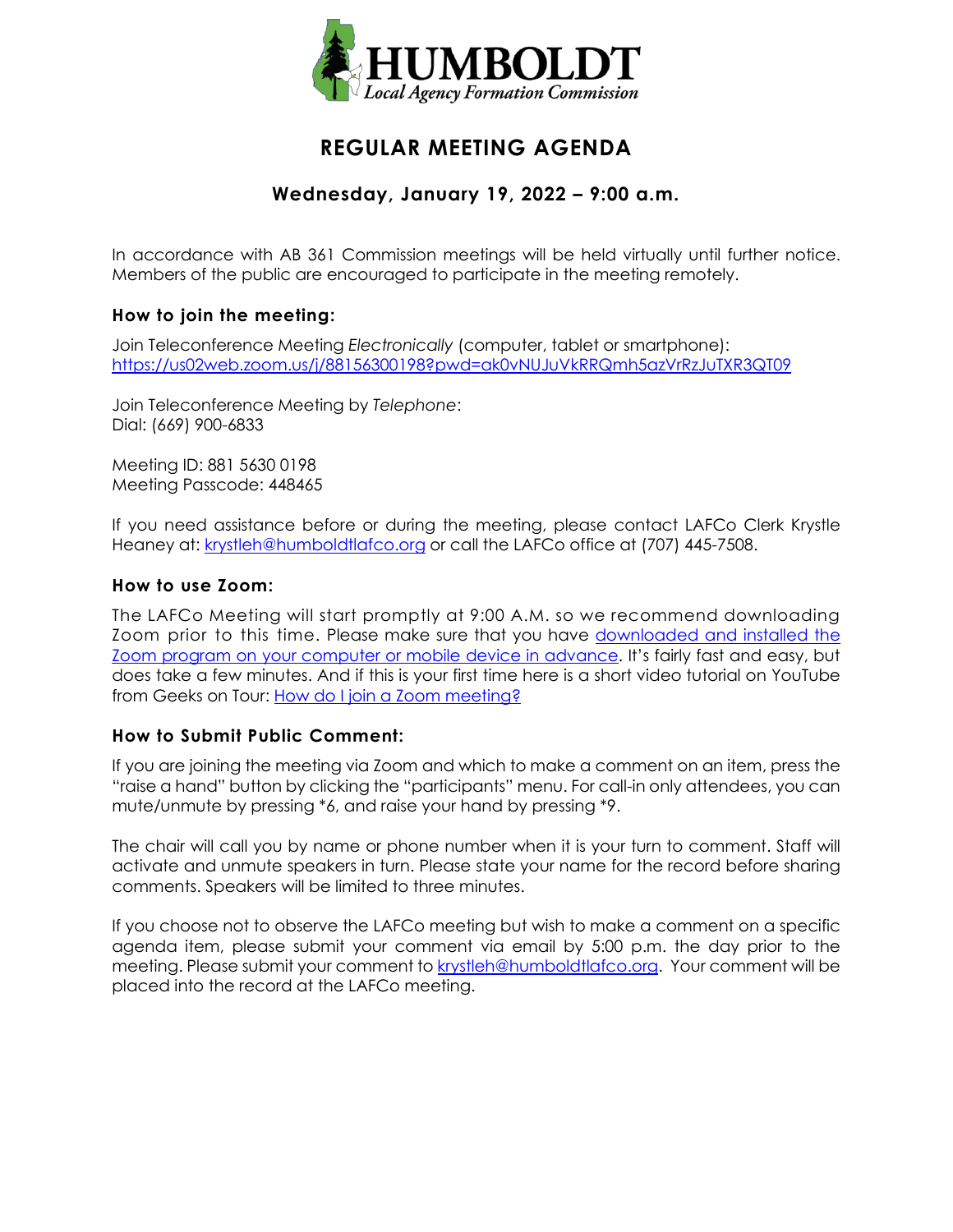# HUMBOLDT
*Local Agency Formation Commission*

## REGULAR MEETING AGENDA

### Wednesday, January 19, 2022 – 9:00 a.m.

In accordance with AB 361 Commission meetings will be held virtually until further notice. Members of the public are encouraged to participate in the meeting remotely.

### How to join the meeting:

Join Teleconference Meeting *Electronically* (computer, tablet or smartphone):
https://us02web.zoom.us/j/88156300198?pwd=ak0vNUJuVkRRQmh5azVrRzJuTXR3QT09

Join Teleconference Meeting by *Telephone*:
Dial: (669) 900-6833

Meeting ID: 881 5630 0198
Meeting Passcode: 448465

If you need assistance before or during the meeting, please contact LAFCo Clerk Krystle Heaney at: krystleh@humboldtlafco.org or call the LAFCo office at (707) 445-7508.

### How to use Zoom:

The LAFCo Meeting will start promptly at 9:00 A.M. so we recommend downloading Zoom prior to this time. Please make sure that you have downloaded and installed the Zoom program on your computer or mobile device in advance. It's fairly fast and easy, but does take a few minutes. And if this is your first time here is a short video tutorial on YouTube from Geeks on Tour: How do I join a Zoom meeting?

### How to Submit Public Comment:

If you are joining the meeting via Zoom and which to make a comment on an item, press the "raise a hand" button by clicking the "participants" menu. For call-in only attendees, you can mute/unmute by pressing *6, and raise your hand by pressing *9.

The chair will call you by name or phone number when it is your turn to comment. Staff will activate and unmute speakers in turn. Please state your name for the record before sharing comments. Speakers will be limited to three minutes.

If you choose not to observe the LAFCo meeting but wish to make a comment on a specific agenda item, please submit your comment via email by 5:00 p.m. the day prior to the meeting. Please submit your comment to krystleh@humboldtlafco.org. Your comment will be placed into the record at the LAFCo meeting.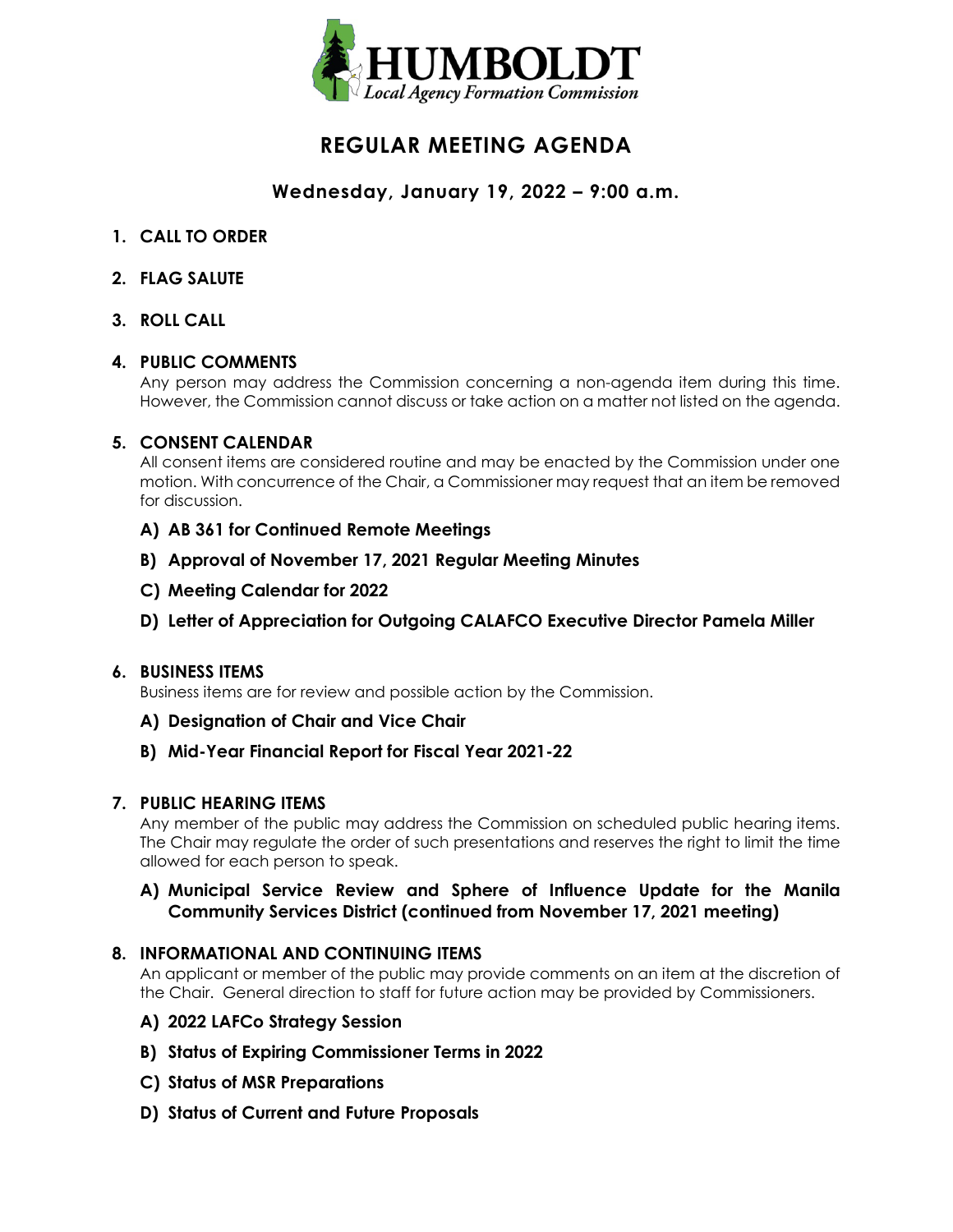# HUMBOLDT
*Local Agency Formation Commission*

# REGULAR MEETING AGENDA

## Wednesday, January 19, 2022 – 9:00 a.m.

**1. CALL TO ORDER**

**2. FLAG SALUTE**

**3. ROLL CALL**

**4. PUBLIC COMMENTS**

Any person may address the Commission concerning a non-agenda item during this time. However, the Commission cannot discuss or take action on a matter not listed on the agenda.

**5. CONSENT CALENDAR**

All consent items are considered routine and may be enacted by the Commission under one motion. With concurrence of the Chair, a Commissioner may request that an item be removed for discussion.

- **A) AB 361 for Continued Remote Meetings**
- **B) Approval of November 17, 2021 Regular Meeting Minutes**
- **C) Meeting Calendar for 2022**
- **D) Letter of Appreciation for Outgoing CALAFCO Executive Director Pamela Miller**

**6. BUSINESS ITEMS**

Business items are for review and possible action by the Commission.

- **A) Designation of Chair and Vice Chair**
- **B) Mid-Year Financial Report for Fiscal Year 2021-22**

**7. PUBLIC HEARING ITEMS**

Any member of the public may address the Commission on scheduled public hearing items. The Chair may regulate the order of such presentations and reserves the right to limit the time allowed for each person to speak.

- **A) Municipal Service Review and Sphere of Influence Update for the Manila Community Services District (continued from November 17, 2021 meeting)**

**8. INFORMATIONAL AND CONTINUING ITEMS**

An applicant or member of the public may provide comments on an item at the discretion of the Chair. General direction to staff for future action may be provided by Commissioners.

- **A) 2022 LAFCo Strategy Session**
- **B) Status of Expiring Commissioner Terms in 2022**
- **C) Status of MSR Preparations**
- **D) Status of Current and Future Proposals**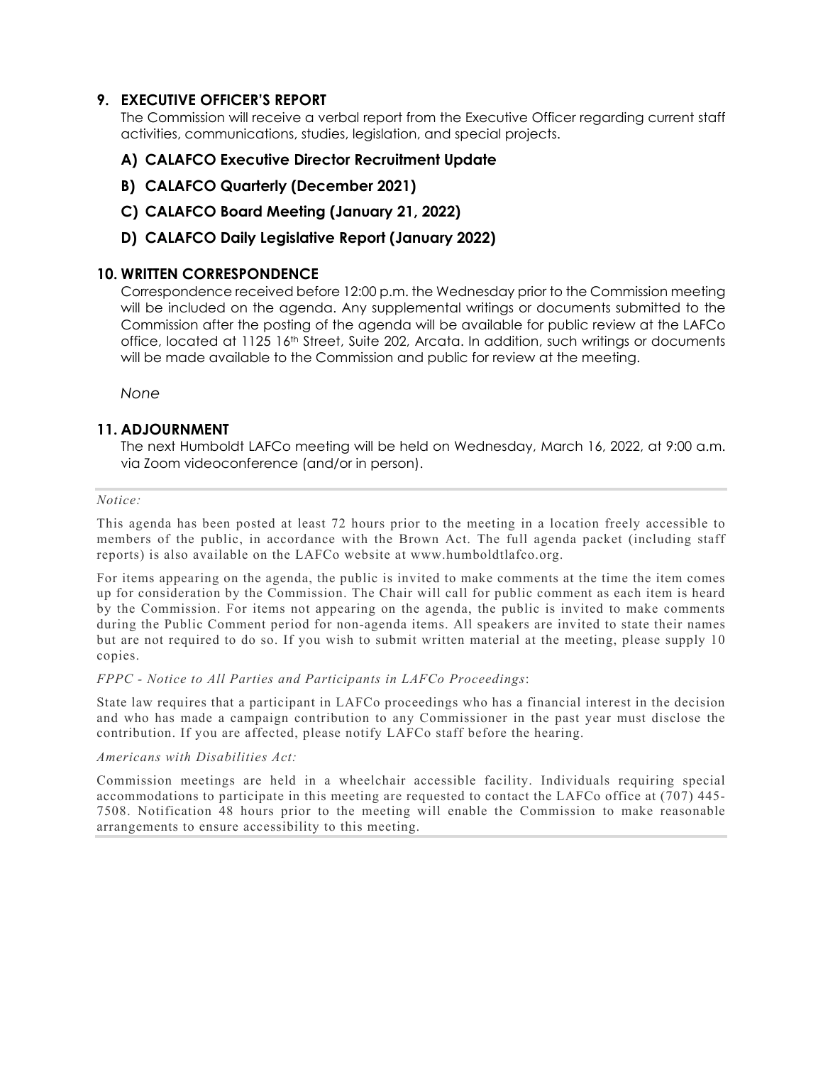## 9. EXECUTIVE OFFICER'S REPORT

The Commission will receive a verbal report from the Executive Officer regarding current staff activities, communications, studies, legislation, and special projects.

### A) CALAFCO Executive Director Recruitment Update

### B) CALAFCO Quarterly (December 2021)

### C) CALAFCO Board Meeting (January 21, 2022)

### D) CALAFCO Daily Legislative Report (January 2022)

## 10. WRITTEN CORRESPONDENCE

Correspondence received before 12:00 p.m. the Wednesday prior to the Commission meeting will be included on the agenda. Any supplemental writings or documents submitted to the Commission after the posting of the agenda will be available for public review at the LAFCo office, located at 1125 16th Street, Suite 202, Arcata. In addition, such writings or documents will be made available to the Commission and public for review at the meeting.

*None*

## 11. ADJOURNMENT

The next Humboldt LAFCo meeting will be held on Wednesday, March 16, 2022, at 9:00 a.m. via Zoom videoconference (and/or in person).

---

*Notice:*

This agenda has been posted at least 72 hours prior to the meeting in a location freely accessible to members of the public, in accordance with the Brown Act. The full agenda packet (including staff reports) is also available on the LAFCo website at www.humboldtlafco.org.

For items appearing on the agenda, the public is invited to make comments at the time the item comes up for consideration by the Commission. The Chair will call for public comment as each item is heard by the Commission. For items not appearing on the agenda, the public is invited to make comments during the Public Comment period for non-agenda items. All speakers are invited to state their names but are not required to do so. If you wish to submit written material at the meeting, please supply 10 copies.

*FPPC - Notice to All Parties and Participants in LAFCo Proceedings*:

State law requires that a participant in LAFCo proceedings who has a financial interest in the decision and who has made a campaign contribution to any Commissioner in the past year must disclose the contribution. If you are affected, please notify LAFCo staff before the hearing.

*Americans with Disabilities Act:*

Commission meetings are held in a wheelchair accessible facility. Individuals requiring special accommodations to participate in this meeting are requested to contact the LAFCo office at (707) 445-7508. Notification 48 hours prior to the meeting will enable the Commission to make reasonable arrangements to ensure accessibility to this meeting.